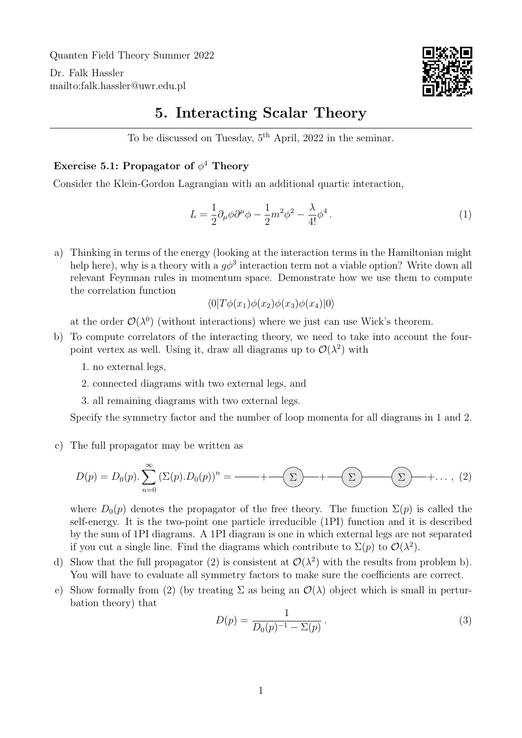Quanten Field Theory Summer 2022

Dr. Falk Hassler
mailto:falk.hassler@uwr.edu.pl

# 5. Interacting Scalar Theory

To be discussed on Tuesday, 5th April, 2022 in the seminar.

### Exercise 5.1: Propagator of $\phi^4$ Theory

Consider the Klein-Gordon Lagrangian with an additional quartic interaction,

$$L = \frac{1}{2}\partial_\mu\phi\partial^\mu\phi - \frac{1}{2}m^2\phi^2 - \frac{\lambda}{4!}\phi^4\,. \tag{1}$$

a) Thinking in terms of the energy (looking at the interaction terms in the Hamiltonian might help here), why is a theory with a $g\phi^3$ interaction term not a viable option? Write down all relevant Feynman rules in momentum space. Demonstrate how we use them to compute the correlation function

$$\langle 0|T\phi(x_1)\phi(x_2)\phi(x_3)\phi(x_4)|0\rangle$$

at the order $\mathcal{O}(\lambda^0)$ (without interactions) where we just can use Wick's theorem.

b) To compute correlators of the interacting theory, we need to take into account the four-point vertex as well. Using it, draw all diagrams up to $\mathcal{O}(\lambda^2)$ with

1. no external legs,
2. connected diagrams with two external legs, and
3. all remaining diagrams with two external legs.

Specify the symmetry factor and the number of loop momenta for all diagrams in 1 and 2.

c) The full propagator may be written as

$$D(p) = D_0(p).\sum_{n=0}^{\infty}\left(\Sigma(p).D_0(p)\right)^n = \text{———} + \text{—}(\Sigma)\text{—} + \text{—}(\Sigma)\text{———}(\Sigma)\text{—} + \dots\,, \tag{2}$$

where $D_0(p)$ denotes the propagator of the free theory. The function $\Sigma(p)$ is called the self-energy. It is the two-point one particle irreducible (1PI) function and it is described by the sum of 1PI diagrams. A 1PI diagram is one in which external legs are not separated if you cut a single line. Find the diagrams which contribute to $\Sigma(p)$ to $\mathcal{O}(\lambda^2)$.

d) Show that the full propagator (2) is consistent at $\mathcal{O}(\lambda^2)$ with the results from problem b). You will have to evaluate all symmetry factors to make sure the coefficients are correct.

e) Show formally from (2) (by treating $\Sigma$ as being an $\mathcal{O}(\lambda)$ object which is small in perturbation theory) that

$$D(p) = \frac{1}{D_0(p)^{-1} - \Sigma(p)}\,. \tag{3}$$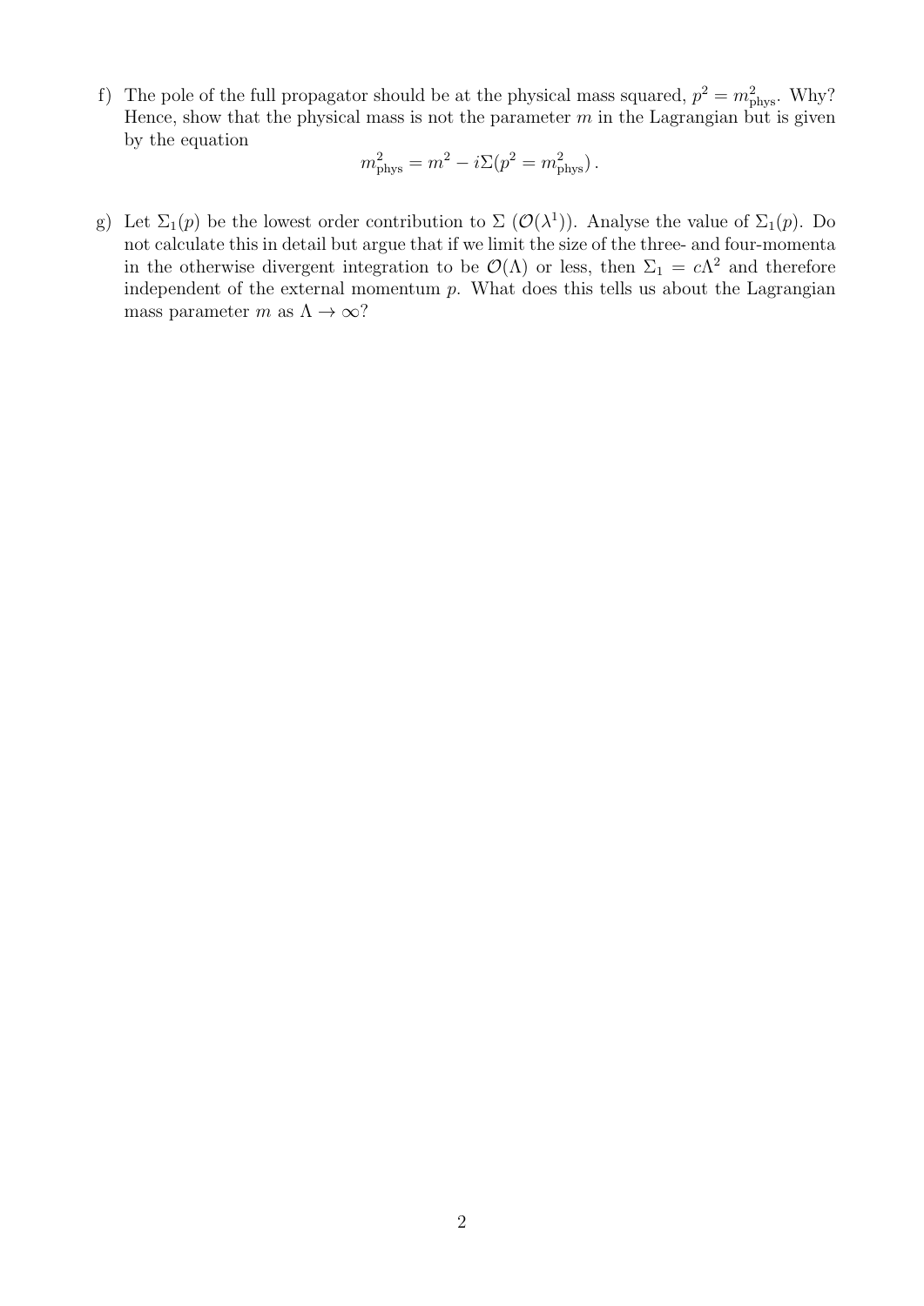f) The pole of the full propagator should be at the physical mass squared, $p^2 = m_{\text{phys}}^2$. Why? Hence, show that the physical mass is not the parameter $m$ in the Lagrangian but is given by the equation

$$m_{\text{phys}}^2 = m^2 - i\Sigma(p^2 = m_{\text{phys}}^2)\,.$$

g) Let $\Sigma_1(p)$ be the lowest order contribution to $\Sigma$ ($\mathcal{O}(\lambda^1)$). Analyse the value of $\Sigma_1(p)$. Do not calculate this in detail but argue that if we limit the size of the three- and four-momenta in the otherwise divergent integration to be $\mathcal{O}(\Lambda)$ or less, then $\Sigma_1 = c\Lambda^2$ and therefore independent of the external momentum $p$. What does this tells us about the Lagrangian mass parameter $m$ as $\Lambda \to \infty$?